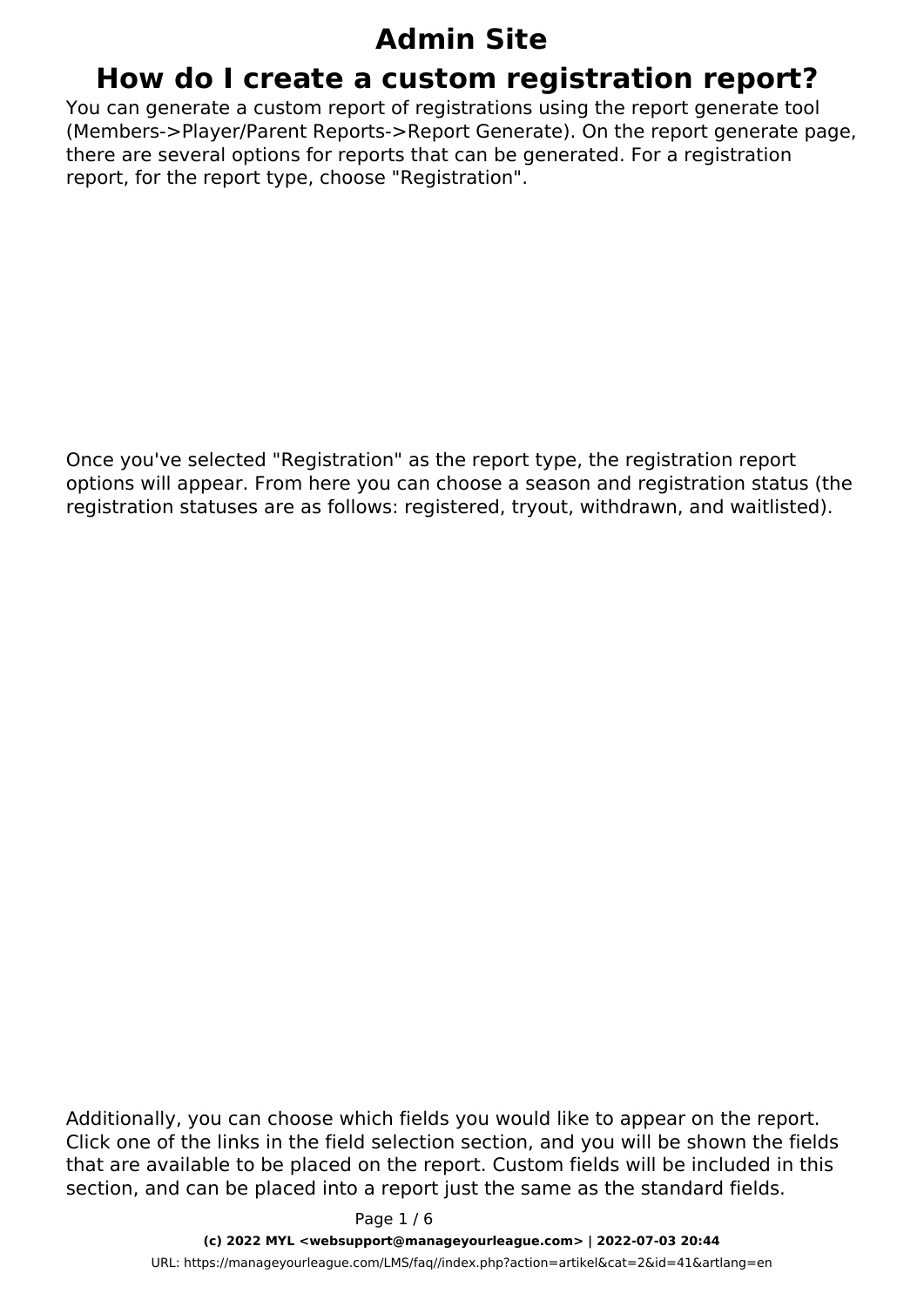# Admin Site

## How do I create a custom registration report?

You can generate a custom report of registrations using the report generate tool (Members->Player/Parent Reports->Report Generate). On the report generate page, there are several options for reports that can be generated. For a registration report, for the report type, choose "Registration".

Once you've selected "Registration" as the report type, the registration report options will appear. From here you can choose a season and registration status (the registration statuses are as follows: registered, tryout, withdrawn, and waitlisted).

Additionally, you can choose which fields you would like to appear on the report. Click one of the links in the field selection section, and you will be shown the fields that are available to be placed on the report. Custom fields will be included in this section, and can be placed into a report just the same as the standard fields.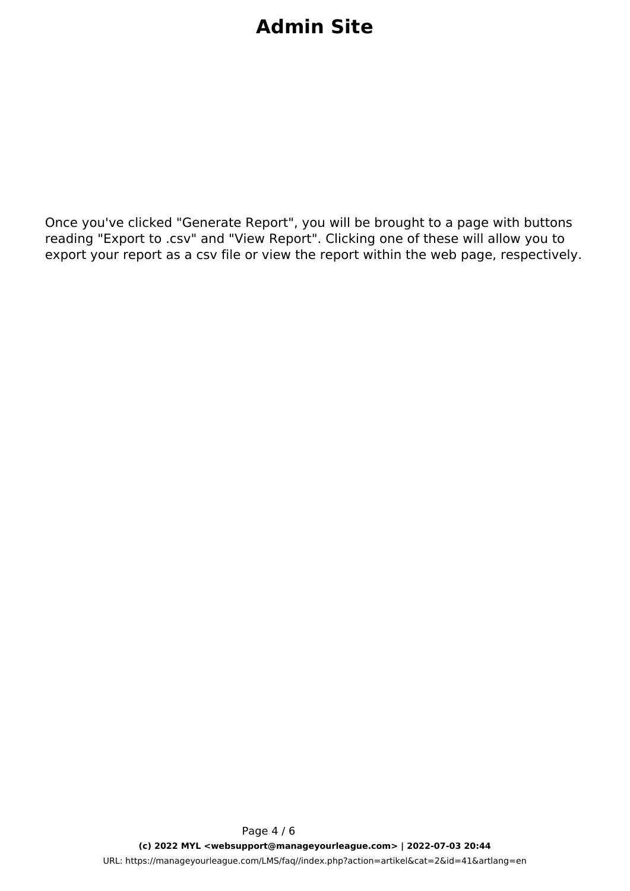Once you've clicked "Generate Report", you will be brought to a page with buttons reading "Export to .csv" and "View Report". Clicking one of these will allow you to export your report as a csv file or view the report within the web page, respectively.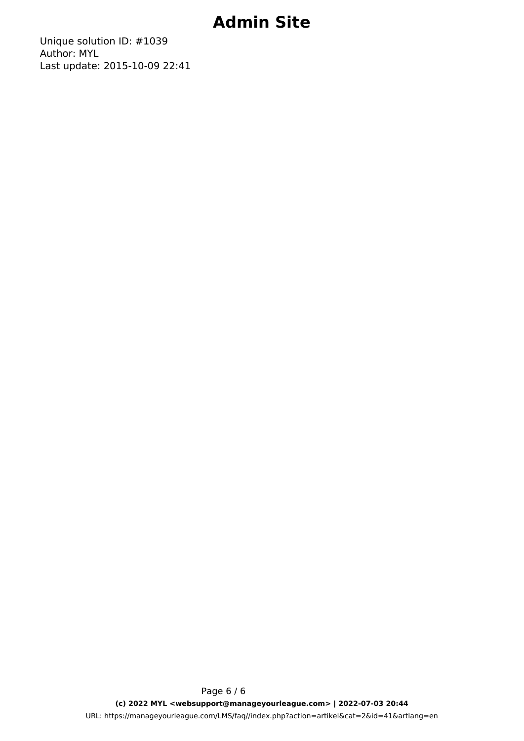# Admin Site

Unique solution ID: #1039
Author: MYL
Last update: 2015-10-09 22:41